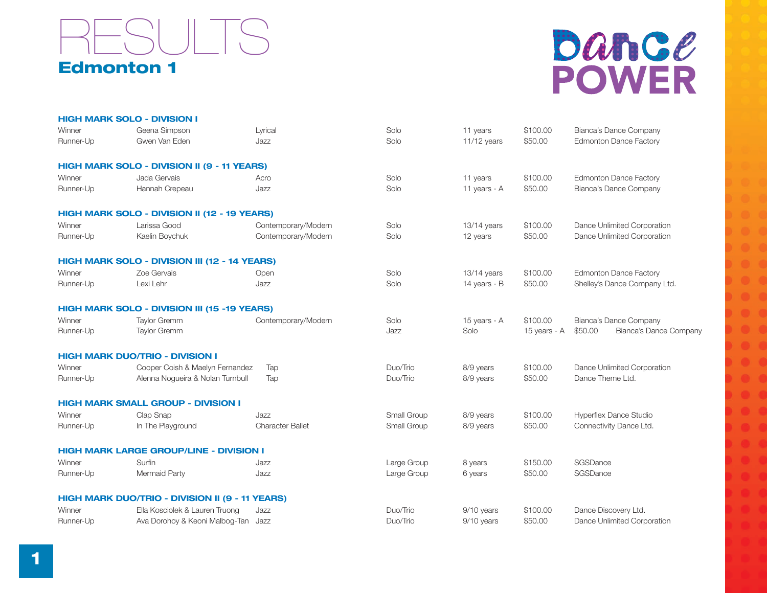# RESULTS

## Edmonton 1

Dance POWER

### HIGH MARK SOLO - DIVISION I

| | | | | | | |
|---|---|---|---|---|---|---|
| Winner | Geena Simpson | Lyrical | Solo | 11 years | $100.00 | Bianca's Dance Company |
| Runner-Up | Gwen Van Eden | Jazz | Solo | 11/12 years | $50.00 | Edmonton Dance Factory |

### HIGH MARK SOLO - DIVISION II (9 - 11 YEARS)

| | | | | | | |
|---|---|---|---|---|---|---|
| Winner | Jada Gervais | Acro | Solo | 11 years | $100.00 | Edmonton Dance Factory |
| Runner-Up | Hannah Crepeau | Jazz | Solo | 11 years - A | $50.00 | Bianca's Dance Company |

### HIGH MARK SOLO - DIVISION II (12 - 19 YEARS)

| | | | | | | |
|---|---|---|---|---|---|---|
| Winner | Larissa Good | Contemporary/Modern | Solo | 13/14 years | $100.00 | Dance Unlimited Corporation |
| Runner-Up | Kaelin Boychuk | Contemporary/Modern | Solo | 12 years | $50.00 | Dance Unlimited Corporation |

### HIGH MARK SOLO - DIVISION III (12 - 14 YEARS)

| | | | | | | |
|---|---|---|---|---|---|---|
| Winner | Zoe Gervais | Open | Solo | 13/14 years | $100.00 | Edmonton Dance Factory |
| Runner-Up | Lexi Lehr | Jazz | Solo | 14 years - B | $50.00 | Shelley's Dance Company Ltd. |

### HIGH MARK SOLO - DIVISION III (15 -19 YEARS)

| | | | | | | | |
|---|---|---|---|---|---|---|---|
| Winner | Taylor Gremm | Contemporary/Modern | Solo | 15 years - A | $100.00 | Bianca's Dance Company | |
| Runner-Up | Taylor Gremm | | Jazz | Solo | 15 years - A | $50.00 | Bianca's Dance Company |

### HIGH MARK DUO/TRIO - DIVISION I

| | | | | | | |
|---|---|---|---|---|---|---|
| Winner | Cooper Coish & Maelyn Fernandez | Tap | Duo/Trio | 8/9 years | $100.00 | Dance Unlimited Corporation |
| Runner-Up | Alenna Nogueira & Nolan Turnbull | Tap | Duo/Trio | 8/9 years | $50.00 | Dance Theme Ltd. |

### HIGH MARK SMALL GROUP - DIVISION I

| | | | | | | |
|---|---|---|---|---|---|---|
| Winner | Clap Snap | Jazz | Small Group | 8/9 years | $100.00 | Hyperflex Dance Studio |
| Runner-Up | In The Playground | Character Ballet | Small Group | 8/9 years | $50.00 | Connectivity Dance Ltd. |

### HIGH MARK LARGE GROUP/LINE - DIVISION I

| | | | | | | |
|---|---|---|---|---|---|---|
| Winner | Surfin | Jazz | Large Group | 8 years | $150.00 | SGSDance |
| Runner-Up | Mermaid Party | Jazz | Large Group | 6 years | $50.00 | SGSDance |

### HIGH MARK DUO/TRIO - DIVISION II (9 - 11 YEARS)

| | | | | | | |
|---|---|---|---|---|---|---|
| Winner | Ella Kosciolek & Lauren Truong | Jazz | Duo/Trio | 9/10 years | $100.00 | Dance Discovery Ltd. |
| Runner-Up | Ava Dorohoy & Keoni Malbog-Tan | Jazz | Duo/Trio | 9/10 years | $50.00 | Dance Unlimited Corporation |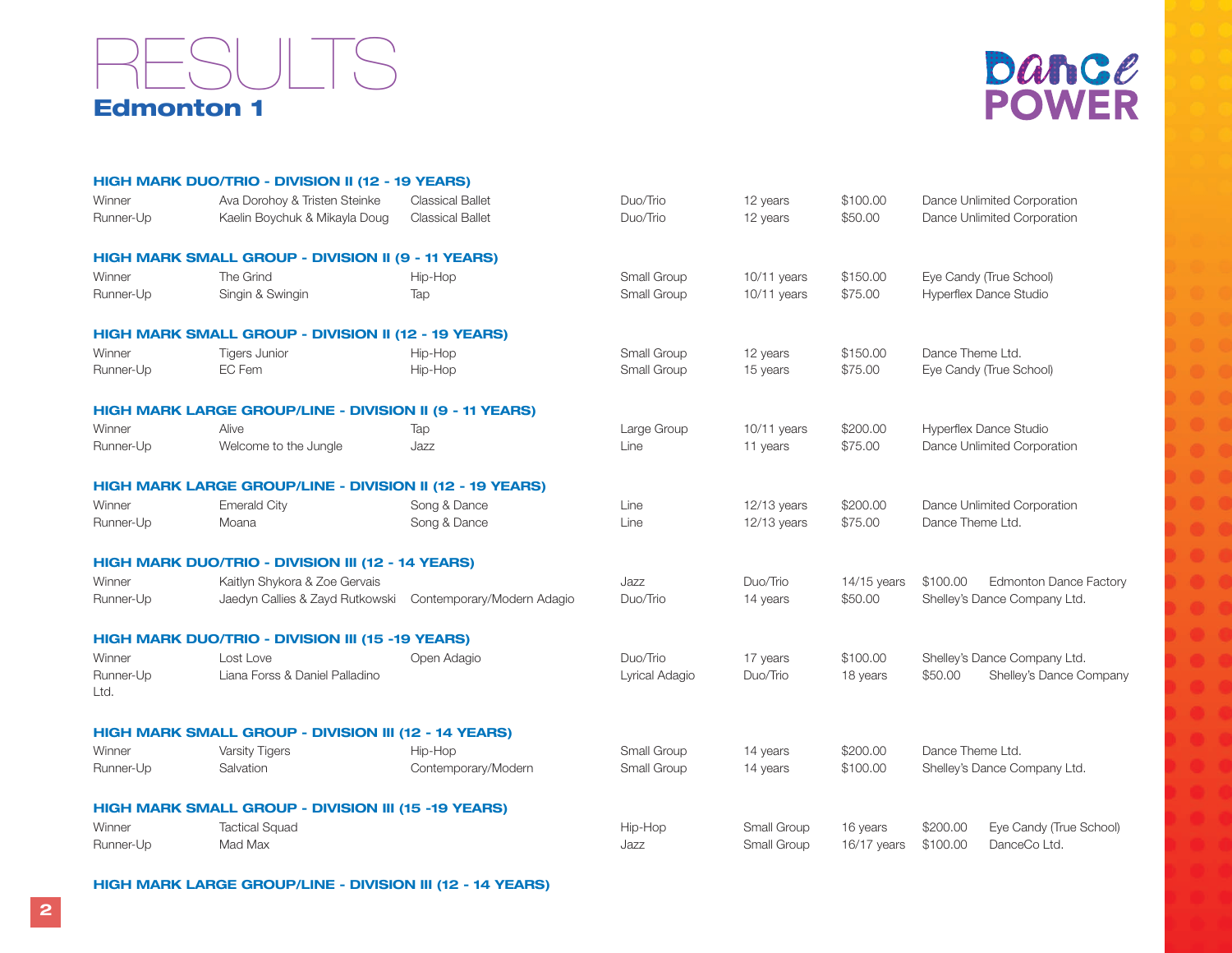# RESULTS

## Edmonton 1

Dance POWER

### HIGH MARK DUO/TRIO - DIVISION II (12 - 19 YEARS)

| | | | | | | |
|---|---|---|---|---|---|---|
| Winner | Ava Dorohoy & Tristen Steinke | Classical Ballet | Duo/Trio | 12 years | $100.00 | Dance Unlimited Corporation |
| Runner-Up | Kaelin Boychuk & Mikayla Doug | Classical Ballet | Duo/Trio | 12 years | $50.00 | Dance Unlimited Corporation |

### HIGH MARK SMALL GROUP - DIVISION II (9 - 11 YEARS)

| | | | | | | |
|---|---|---|---|---|---|---|
| Winner | The Grind | Hip-Hop | Small Group | 10/11 years | $150.00 | Eye Candy (True School) |
| Runner-Up | Singin & Swingin | Tap | Small Group | 10/11 years | $75.00 | Hyperflex Dance Studio |

### HIGH MARK SMALL GROUP - DIVISION II (12 - 19 YEARS)

| | | | | | | |
|---|---|---|---|---|---|---|
| Winner | Tigers Junior | Hip-Hop | Small Group | 12 years | $150.00 | Dance Theme Ltd. |
| Runner-Up | EC Fem | Hip-Hop | Small Group | 15 years | $75.00 | Eye Candy (True School) |

### HIGH MARK LARGE GROUP/LINE - DIVISION II (9 - 11 YEARS)

| | | | | | | |
|---|---|---|---|---|---|---|
| Winner | Alive | Tap | Large Group | 10/11 years | $200.00 | Hyperflex Dance Studio |
| Runner-Up | Welcome to the Jungle | Jazz | Line | 11 years | $75.00 | Dance Unlimited Corporation |

### HIGH MARK LARGE GROUP/LINE - DIVISION II (12 - 19 YEARS)

| | | | | | | |
|---|---|---|---|---|---|---|
| Winner | Emerald City | Song & Dance | Line | 12/13 years | $200.00 | Dance Unlimited Corporation |
| Runner-Up | Moana | Song & Dance | Line | 12/13 years | $75.00 | Dance Theme Ltd. |

### HIGH MARK DUO/TRIO - DIVISION III (12 - 14 YEARS)

| | | | | | | |
|---|---|---|---|---|---|---|
| Winner | Kaitlyn Shykora & Zoe Gervais | Jazz | Duo/Trio | 14/15 years | $100.00 | Edmonton Dance Factory |
| Runner-Up | Jaedyn Callies & Zayd Rutkowski | Contemporary/Modern Adagio | Duo/Trio | 14 years | $50.00 | Shelley's Dance Company Ltd. |

### HIGH MARK DUO/TRIO - DIVISION III (15 -19 YEARS)

| | | | | | | |
|---|---|---|---|---|---|---|
| Winner | Lost Love | Open Adagio | Duo/Trio | 17 years | $100.00 | Shelley's Dance Company Ltd. |
| Runner-Up | Liana Forss & Daniel Palladino | Lyrical Adagio | Duo/Trio | 18 years | $50.00 | Shelley's Dance Company Ltd. |

### HIGH MARK SMALL GROUP - DIVISION III (12 - 14 YEARS)

| | | | | | | |
|---|---|---|---|---|---|---|
| Winner | Varsity Tigers | Hip-Hop | Small Group | 14 years | $200.00 | Dance Theme Ltd. |
| Runner-Up | Salvation | Contemporary/Modern | Small Group | 14 years | $100.00 | Shelley's Dance Company Ltd. |

### HIGH MARK SMALL GROUP - DIVISION III (15 -19 YEARS)

| | | | | | | |
|---|---|---|---|---|---|---|
| Winner | Tactical Squad | Hip-Hop | Small Group | 16 years | $200.00 | Eye Candy (True School) |
| Runner-Up | Mad Max | Jazz | Small Group | 16/17 years | $100.00 | DanceCo Ltd. |

### HIGH MARK LARGE GROUP/LINE - DIVISION III (12 - 14 YEARS)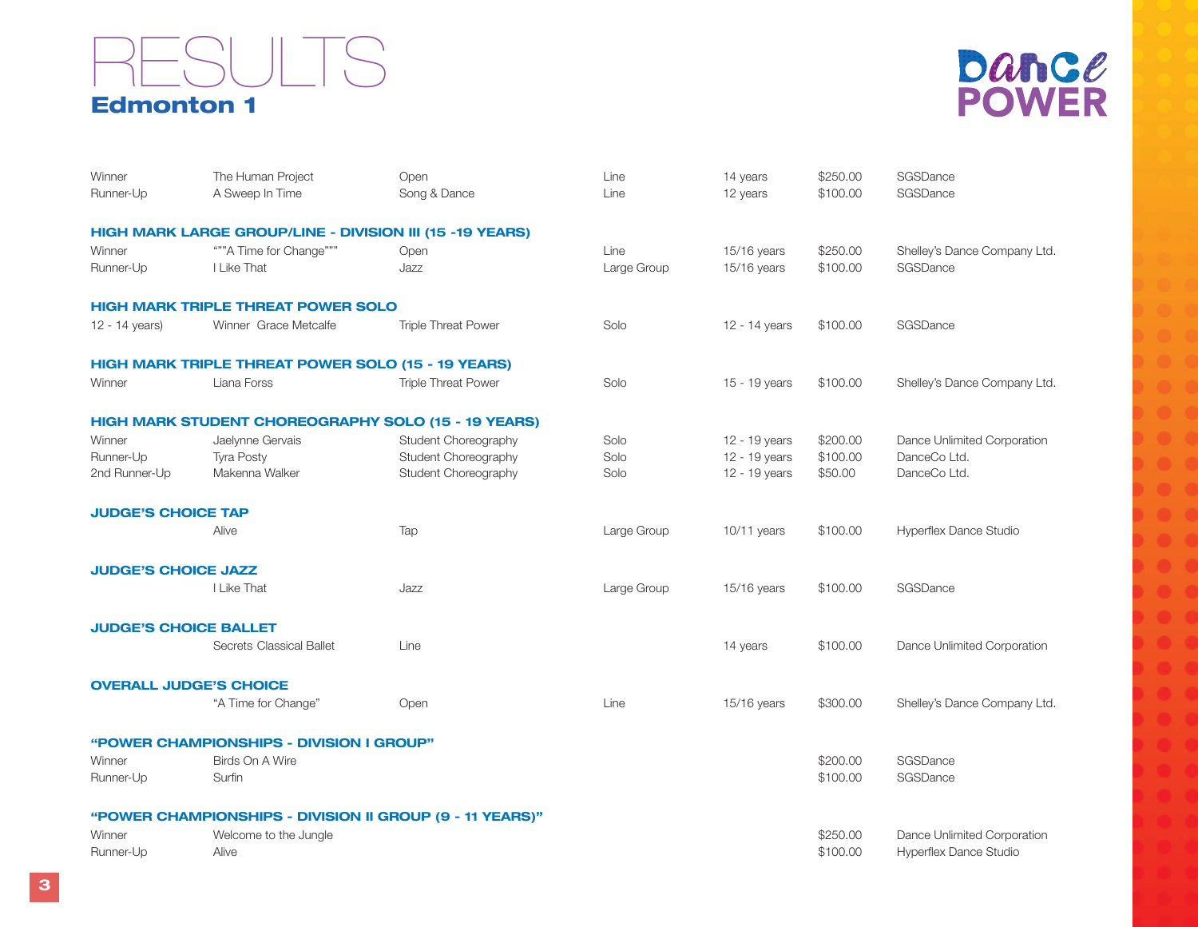# RESULTS

## Edmonton 1

Dance POWER

| | | | | | | |
|---|---|---|---|---|---|---|
| Winner | The Human Project | Open | Line | 14 years | $250.00 | SGSDance |
| Runner-Up | A Sweep In Time | Song & Dance | Line | 12 years | $100.00 | SGSDance |

### HIGH MARK LARGE GROUP/LINE - DIVISION III (15 -19 YEARS)

| | | | | | | |
|---|---|---|---|---|---|---|
| Winner | “”A Time for Change””” | Open | Line | 15/16 years | $250.00 | Shelley’s Dance Company Ltd. |
| Runner-Up | I Like That | Jazz | Large Group | 15/16 years | $100.00 | SGSDance |

### HIGH MARK TRIPLE THREAT POWER SOLO

| | | | | | | |
|---|---|---|---|---|---|---|
| 12 - 14 years) | Winner Grace Metcalfe | Triple Threat Power | Solo | 12 - 14 years | $100.00 | SGSDance |

### HIGH MARK TRIPLE THREAT POWER SOLO (15 - 19 YEARS)

| | | | | | | |
|---|---|---|---|---|---|---|
| Winner | Liana Forss | Triple Threat Power | Solo | 15 - 19 years | $100.00 | Shelley’s Dance Company Ltd. |

### HIGH MARK STUDENT CHOREOGRAPHY SOLO (15 - 19 YEARS)

| | | | | | | |
|---|---|---|---|---|---|---|
| Winner | Jaelynne Gervais | Student Choreography | Solo | 12 - 19 years | $200.00 | Dance Unlimited Corporation |
| Runner-Up | Tyra Posty | Student Choreography | Solo | 12 - 19 years | $100.00 | DanceCo Ltd. |
| 2nd Runner-Up | Makenna Walker | Student Choreography | Solo | 12 - 19 years | $50.00 | DanceCo Ltd. |

### JUDGE’S CHOICE TAP

| | | | | | | |
|---|---|---|---|---|---|---|
| | Alive | Tap | Large Group | 10/11 years | $100.00 | Hyperflex Dance Studio |

### JUDGE’S CHOICE JAZZ

| | | | | | | |
|---|---|---|---|---|---|---|
| | I Like That | Jazz | Large Group | 15/16 years | $100.00 | SGSDance |

### JUDGE’S CHOICE BALLET

| | | | | | | |
|---|---|---|---|---|---|---|
| | Secrets Classical Ballet | Line | | 14 years | $100.00 | Dance Unlimited Corporation |

### OVERALL JUDGE’S CHOICE

| | | | | | | |
|---|---|---|---|---|---|---|
| | “A Time for Change” | Open | Line | 15/16 years | $300.00 | Shelley’s Dance Company Ltd. |

### “POWER CHAMPIONSHIPS - DIVISION I GROUP”

| | | | |
|---|---|---|---|
| Winner | Birds On A Wire | $200.00 | SGSDance |
| Runner-Up | Surfin | $100.00 | SGSDance |

### “POWER CHAMPIONSHIPS - DIVISION II GROUP (9 - 11 YEARS)”

| | | | |
|---|---|---|---|
| Winner | Welcome to the Jungle | $250.00 | Dance Unlimited Corporation |
| Runner-Up | Alive | $100.00 | Hyperflex Dance Studio |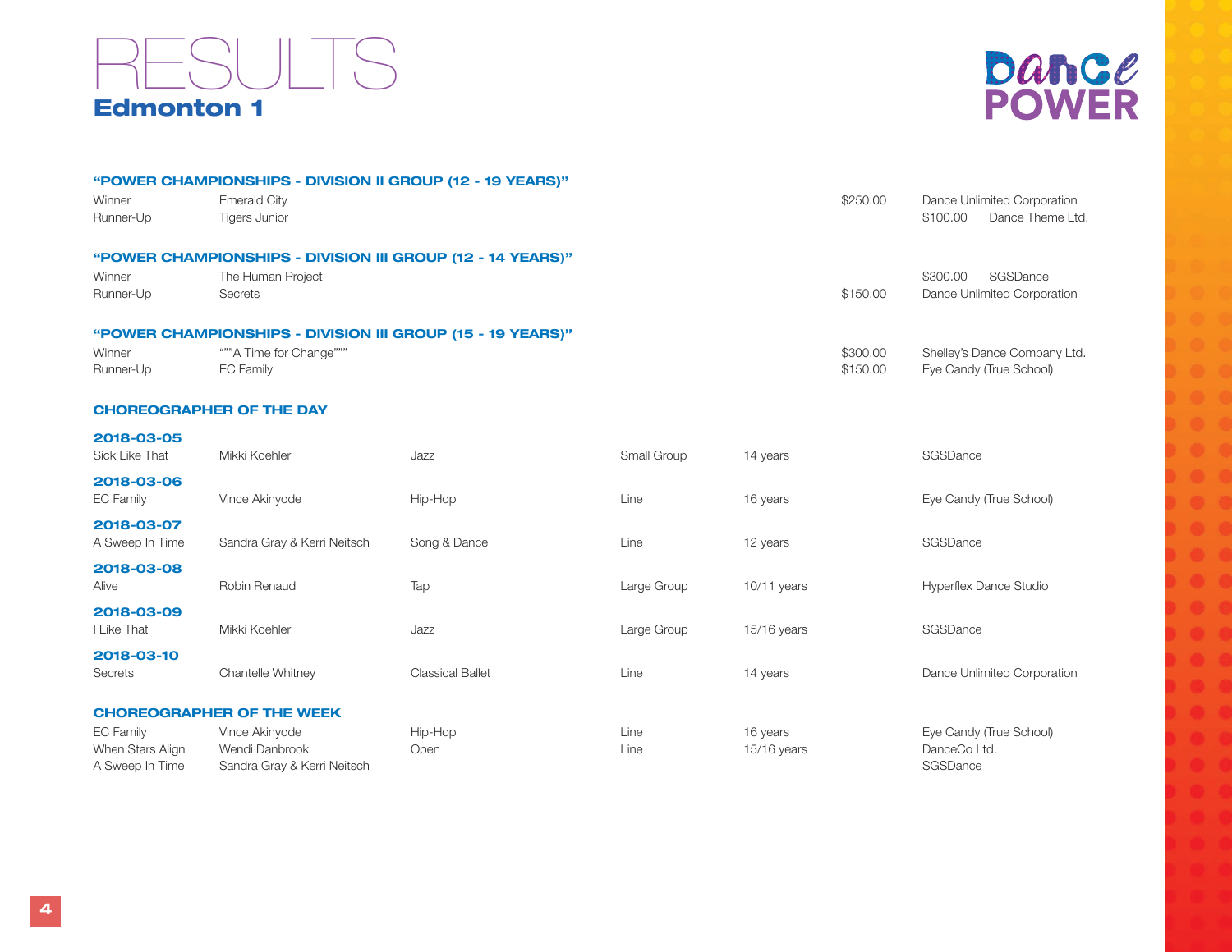# RESULTS

## Edmonton 1

### "POWER CHAMPIONSHIPS - DIVISION II GROUP (12 - 19 YEARS)"

| | | | |
|---|---|---|---|
| Winner | Emerald City | $250.00 | Dance Unlimited Corporation |
| Runner-Up | Tigers Junior | $100.00 | Dance Theme Ltd. |

### "POWER CHAMPIONSHIPS - DIVISION III GROUP (12 - 14 YEARS)"

| | | | |
|---|---|---|---|
| Winner | The Human Project | $300.00 | SGSDance |
| Runner-Up | Secrets | $150.00 | Dance Unlimited Corporation |

### "POWER CHAMPIONSHIPS - DIVISION III GROUP (15 - 19 YEARS)"

| | | | |
|---|---|---|---|
| Winner | “"A Time for Change""" | $300.00 | Shelley's Dance Company Ltd. |
| Runner-Up | EC Family | $150.00 | Eye Candy (True School) |

### CHOREOGRAPHER OF THE DAY

**2018-03-05**

| | | | | | |
|---|---|---|---|---|---|
| Sick Like That | Mikki Koehler | Jazz | Small Group | 14 years | SGSDance |

**2018-03-06**

| | | | | | |
|---|---|---|---|---|---|
| EC Family | Vince Akinyode | Hip-Hop | Line | 16 years | Eye Candy (True School) |

**2018-03-07**

| | | | | | |
|---|---|---|---|---|---|
| A Sweep In Time | Sandra Gray & Kerri Neitsch | Song & Dance | Line | 12 years | SGSDance |

**2018-03-08**

| | | | | | |
|---|---|---|---|---|---|
| Alive | Robin Renaud | Tap | Large Group | 10/11 years | Hyperflex Dance Studio |

**2018-03-09**

| | | | | | |
|---|---|---|---|---|---|
| I Like That | Mikki Koehler | Jazz | Large Group | 15/16 years | SGSDance |

**2018-03-10**

| | | | | | |
|---|---|---|---|---|---|
| Secrets | Chantelle Whitney | Classical Ballet | Line | 14 years | Dance Unlimited Corporation |

### CHOREOGRAPHER OF THE WEEK

| | | | | | |
|---|---|---|---|---|---|
| EC Family | Vince Akinyode | Hip-Hop | Line | 16 years | Eye Candy (True School) |
| When Stars Align | Wendi Danbrook | Open | Line | 15/16 years | DanceCo Ltd. |
| A Sweep In Time | Sandra Gray & Kerri Neitsch | | | | SGSDance |